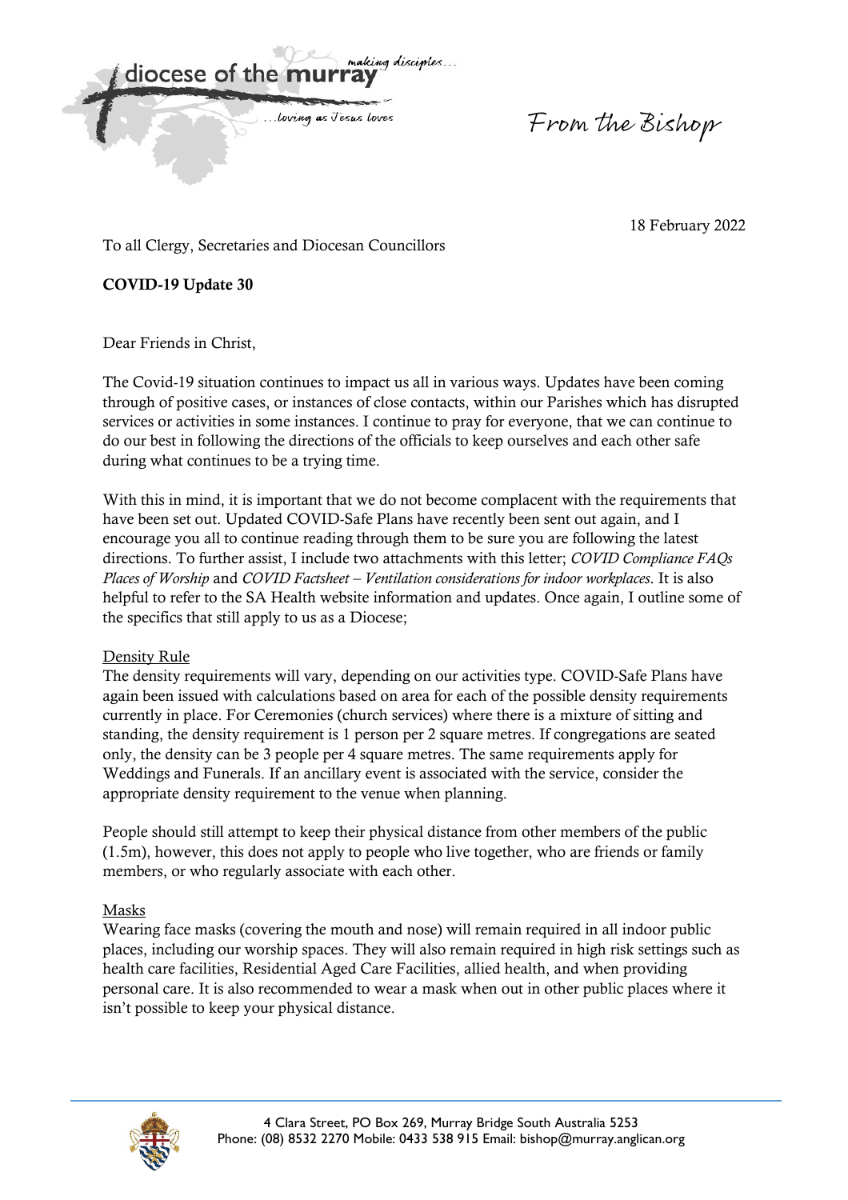diocese of the **murray** *making disciples... ...loving as Jesus loves*

*From the Bishop*

18 February 2022

To all Clergy, Secretaries and Diocesan Councillors

**COVID-19 Update 30**

Dear Friends in Christ,

The Covid-19 situation continues to impact us all in various ways. Updates have been coming through of positive cases, or instances of close contacts, within our Parishes which has disrupted services or activities in some instances. I continue to pray for everyone, that we can continue to do our best in following the directions of the officials to keep ourselves and each other safe during what continues to be a trying time.

With this in mind, it is important that we do not become complacent with the requirements that have been set out. Updated COVID-Safe Plans have recently been sent out again, and I encourage you all to continue reading through them to be sure you are following the latest directions. To further assist, I include two attachments with this letter; *COVID Compliance FAQs Places of Worship* and *COVID Factsheet – Ventilation considerations for indoor workplaces*. It is also helpful to refer to the SA Health website information and updates. Once again, I outline some of the specifics that still apply to us as a Diocese;

<u>Density Rule</u>

The density requirements will vary, depending on our activities type. COVID-Safe Plans have again been issued with calculations based on area for each of the possible density requirements currently in place. For Ceremonies (church services) where there is a mixture of sitting and standing, the density requirement is 1 person per 2 square metres. If congregations are seated only, the density can be 3 people per 4 square metres. The same requirements apply for Weddings and Funerals. If an ancillary event is associated with the service, consider the appropriate density requirement to the venue when planning.

People should still attempt to keep their physical distance from other members of the public (1.5m), however, this does not apply to people who live together, who are friends or family members, or who regularly associate with each other.

<u>Masks</u>

Wearing face masks (covering the mouth and nose) will remain required in all indoor public places, including our worship spaces. They will also remain required in high risk settings such as health care facilities, Residential Aged Care Facilities, allied health, and when providing personal care. It is also recommended to wear a mask when out in other public places where it isn't possible to keep your physical distance.

4 Clara Street, PO Box 269, Murray Bridge South Australia 5253
Phone: (08) 8532 2270 Mobile: 0433 538 915 Email: bishop@murray.anglican.org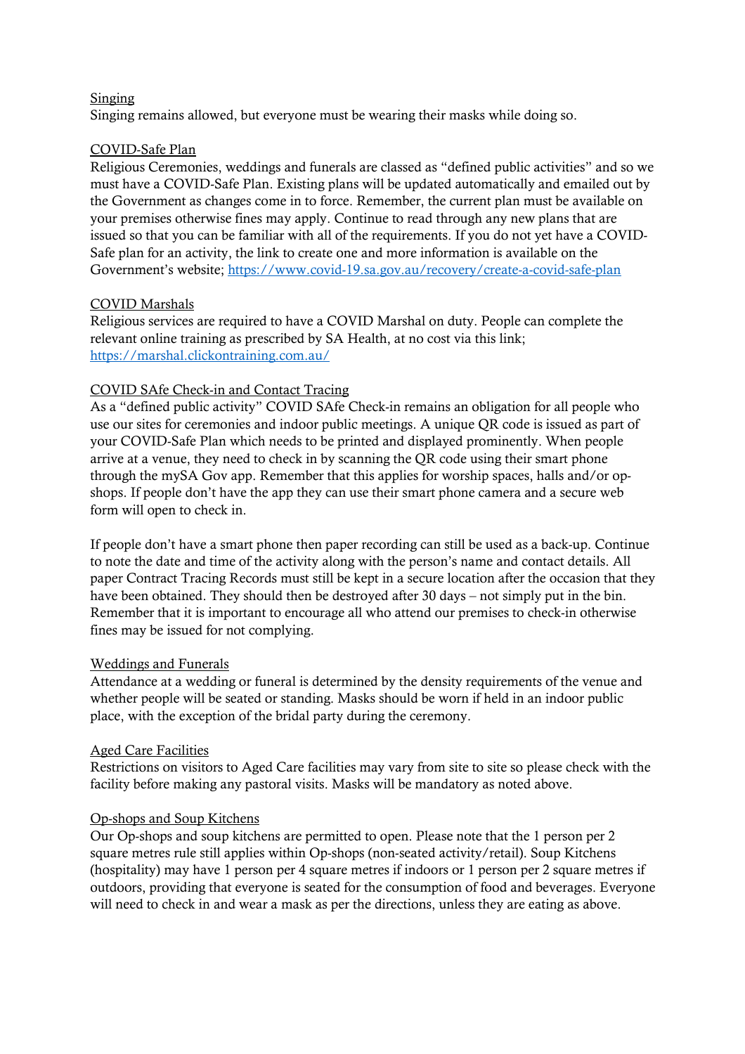Singing

Singing remains allowed, but everyone must be wearing their masks while doing so.

COVID-Safe Plan

Religious Ceremonies, weddings and funerals are classed as "defined public activities" and so we must have a COVID-Safe Plan. Existing plans will be updated automatically and emailed out by the Government as changes come in to force. Remember, the current plan must be available on your premises otherwise fines may apply. Continue to read through any new plans that are issued so that you can be familiar with all of the requirements. If you do not yet have a COVID-Safe plan for an activity, the link to create one and more information is available on the Government's website; [https://www.covid-19.sa.gov.au/recovery/create-a-covid-safe-plan](https://www.covid-19.sa.gov.au/recovery/create-a-covid-safe-plan)

COVID Marshals

Religious services are required to have a COVID Marshal on duty. People can complete the relevant online training as prescribed by SA Health, at no cost via this link; [https://marshal.clickontraining.com.au/](https://marshal.clickontraining.com.au/)

COVID SAfe Check-in and Contact Tracing

As a "defined public activity" COVID SAfe Check-in remains an obligation for all people who use our sites for ceremonies and indoor public meetings. A unique QR code is issued as part of your COVID-Safe Plan which needs to be printed and displayed prominently. When people arrive at a venue, they need to check in by scanning the QR code using their smart phone through the mySA Gov app. Remember that this applies for worship spaces, halls and/or op-shops. If people don't have the app they can use their smart phone camera and a secure web form will open to check in.

If people don't have a smart phone then paper recording can still be used as a back-up. Continue to note the date and time of the activity along with the person's name and contact details. All paper Contract Tracing Records must still be kept in a secure location after the occasion that they have been obtained. They should then be destroyed after 30 days – not simply put in the bin. Remember that it is important to encourage all who attend our premises to check-in otherwise fines may be issued for not complying.

Weddings and Funerals

Attendance at a wedding or funeral is determined by the density requirements of the venue and whether people will be seated or standing. Masks should be worn if held in an indoor public place, with the exception of the bridal party during the ceremony.

Aged Care Facilities

Restrictions on visitors to Aged Care facilities may vary from site to site so please check with the facility before making any pastoral visits. Masks will be mandatory as noted above.

Op-shops and Soup Kitchens

Our Op-shops and soup kitchens are permitted to open. Please note that the 1 person per 2 square metres rule still applies within Op-shops (non-seated activity/retail). Soup Kitchens (hospitality) may have 1 person per 4 square metres if indoors or 1 person per 2 square metres if outdoors, providing that everyone is seated for the consumption of food and beverages. Everyone will need to check in and wear a mask as per the directions, unless they are eating as above.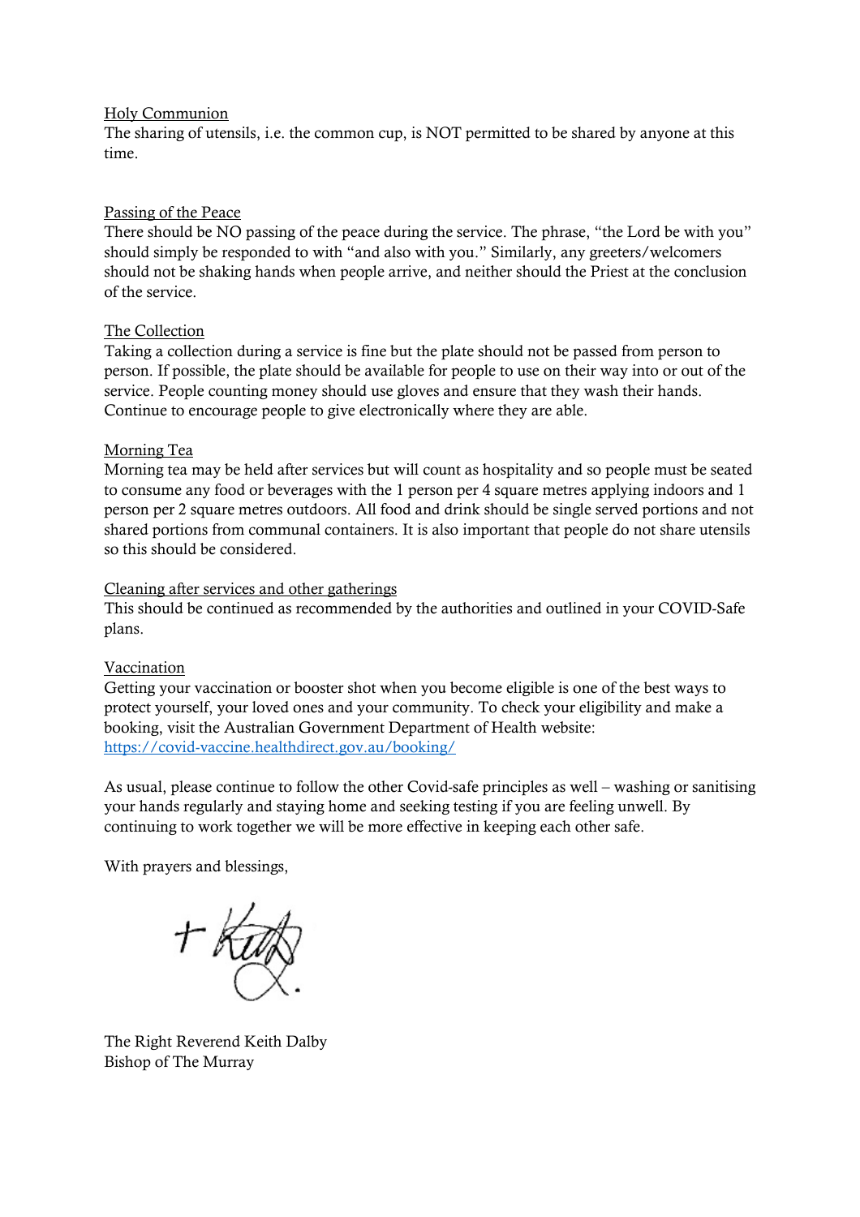<u>Holy Communion</u>
The sharing of utensils, i.e. the common cup, is NOT permitted to be shared by anyone at this time.

<u>Passing of the Peace</u>
There should be NO passing of the peace during the service. The phrase, "the Lord be with you" should simply be responded to with "and also with you." Similarly, any greeters/welcomers should not be shaking hands when people arrive, and neither should the Priest at the conclusion of the service.

<u>The Collection</u>
Taking a collection during a service is fine but the plate should not be passed from person to person. If possible, the plate should be available for people to use on their way into or out of the service. People counting money should use gloves and ensure that they wash their hands. Continue to encourage people to give electronically where they are able.

<u>Morning Tea</u>
Morning tea may be held after services but will count as hospitality and so people must be seated to consume any food or beverages with the 1 person per 4 square metres applying indoors and 1 person per 2 square metres outdoors. All food and drink should be single served portions and not shared portions from communal containers. It is also important that people do not share utensils so this should be considered.

<u>Cleaning after services and other gatherings</u>
This should be continued as recommended by the authorities and outlined in your COVID-Safe plans.

<u>Vaccination</u>
Getting your vaccination or booster shot when you become eligible is one of the best ways to protect yourself, your loved ones and your community. To check your eligibility and make a booking, visit the Australian Government Department of Health website: [https://covid-vaccine.healthdirect.gov.au/booking/](https://covid-vaccine.healthdirect.gov.au/booking/)

As usual, please continue to follow the other Covid-safe principles as well – washing or sanitising your hands regularly and staying home and seeking testing if you are feeling unwell. By continuing to work together we will be more effective in keeping each other safe.

With prayers and blessings,

+ Keith

The Right Reverend Keith Dalby
Bishop of The Murray